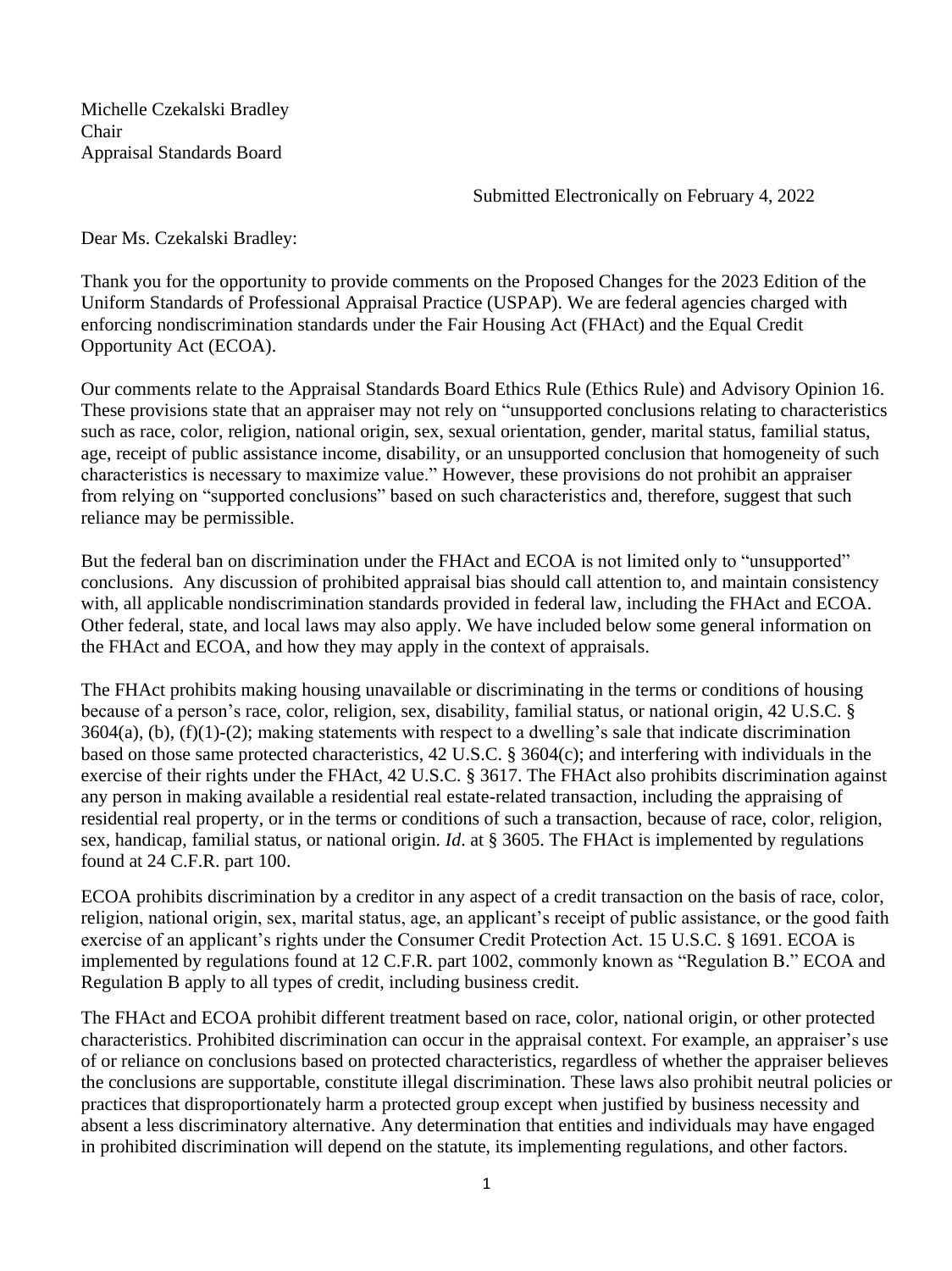Michelle Czekalski Bradley
Chair
Appraisal Standards Board

Submitted Electronically on February 4, 2022

Dear Ms. Czekalski Bradley:

Thank you for the opportunity to provide comments on the Proposed Changes for the 2023 Edition of the Uniform Standards of Professional Appraisal Practice (USPAP). We are federal agencies charged with enforcing nondiscrimination standards under the Fair Housing Act (FHAct) and the Equal Credit Opportunity Act (ECOA).

Our comments relate to the Appraisal Standards Board Ethics Rule (Ethics Rule) and Advisory Opinion 16. These provisions state that an appraiser may not rely on "unsupported conclusions relating to characteristics such as race, color, religion, national origin, sex, sexual orientation, gender, marital status, familial status, age, receipt of public assistance income, disability, or an unsupported conclusion that homogeneity of such characteristics is necessary to maximize value." However, these provisions do not prohibit an appraiser from relying on "supported conclusions" based on such characteristics and, therefore, suggest that such reliance may be permissible.

But the federal ban on discrimination under the FHAct and ECOA is not limited only to "unsupported" conclusions. Any discussion of prohibited appraisal bias should call attention to, and maintain consistency with, all applicable nondiscrimination standards provided in federal law, including the FHAct and ECOA. Other federal, state, and local laws may also apply. We have included below some general information on the FHAct and ECOA, and how they may apply in the context of appraisals.

The FHAct prohibits making housing unavailable or discriminating in the terms or conditions of housing because of a person's race, color, religion, sex, disability, familial status, or national origin, 42 U.S.C. § 3604(a), (b), (f)(1)-(2); making statements with respect to a dwelling's sale that indicate discrimination based on those same protected characteristics, 42 U.S.C. § 3604(c); and interfering with individuals in the exercise of their rights under the FHAct, 42 U.S.C. § 3617. The FHAct also prohibits discrimination against any person in making available a residential real estate-related transaction, including the appraising of residential real property, or in the terms or conditions of such a transaction, because of race, color, religion, sex, handicap, familial status, or national origin. *Id*. at § 3605. The FHAct is implemented by regulations found at 24 C.F.R. part 100.

ECOA prohibits discrimination by a creditor in any aspect of a credit transaction on the basis of race, color, religion, national origin, sex, marital status, age, an applicant's receipt of public assistance, or the good faith exercise of an applicant's rights under the Consumer Credit Protection Act. 15 U.S.C. § 1691. ECOA is implemented by regulations found at 12 C.F.R. part 1002, commonly known as "Regulation B." ECOA and Regulation B apply to all types of credit, including business credit.

The FHAct and ECOA prohibit different treatment based on race, color, national origin, or other protected characteristics. Prohibited discrimination can occur in the appraisal context. For example, an appraiser's use of or reliance on conclusions based on protected characteristics, regardless of whether the appraiser believes the conclusions are supportable, constitute illegal discrimination. These laws also prohibit neutral policies or practices that disproportionately harm a protected group except when justified by business necessity and absent a less discriminatory alternative. Any determination that entities and individuals may have engaged in prohibited discrimination will depend on the statute, its implementing regulations, and other factors.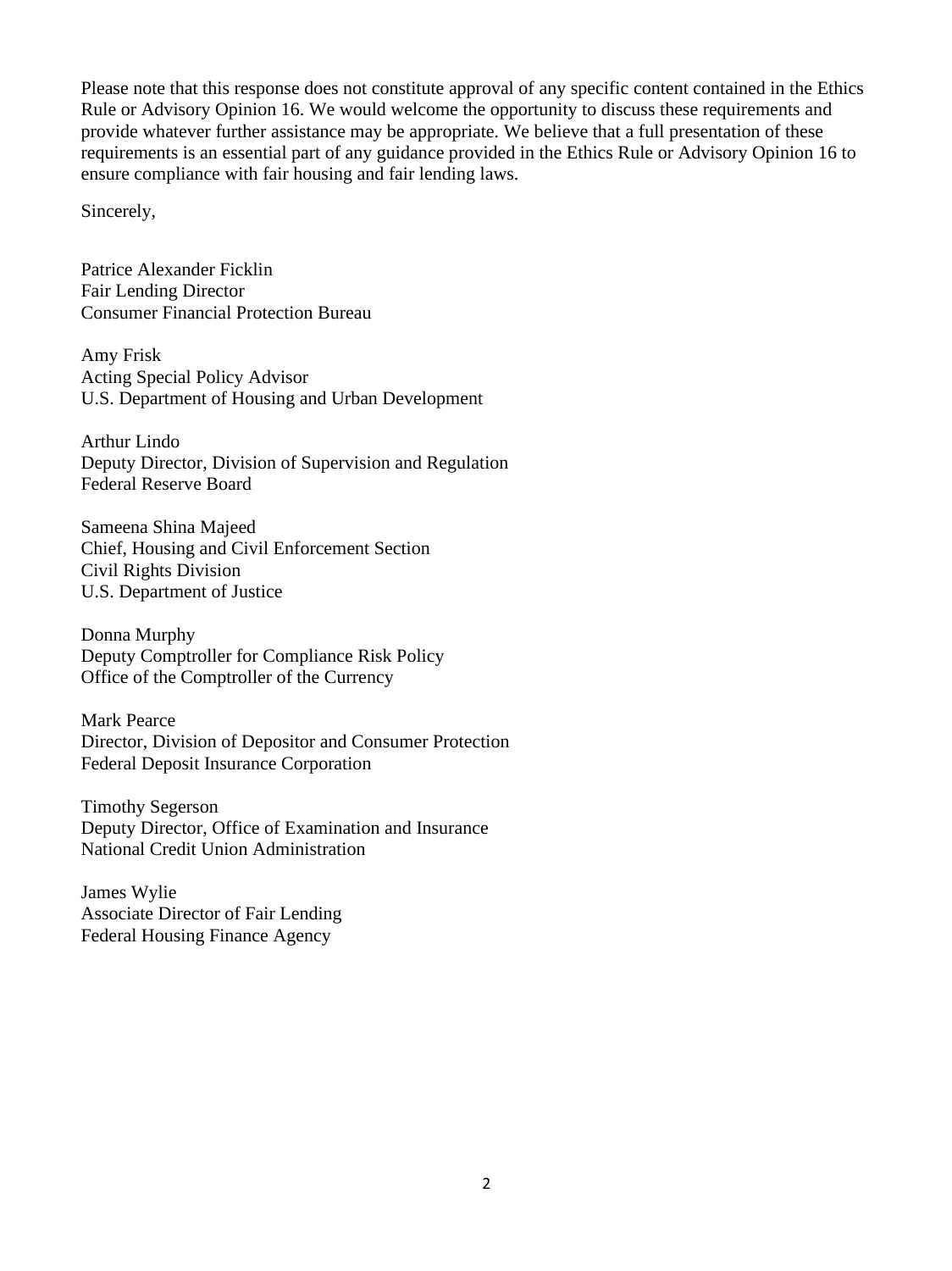Please note that this response does not constitute approval of any specific content contained in the Ethics Rule or Advisory Opinion 16. We would welcome the opportunity to discuss these requirements and provide whatever further assistance may be appropriate. We believe that a full presentation of these requirements is an essential part of any guidance provided in the Ethics Rule or Advisory Opinion 16 to ensure compliance with fair housing and fair lending laws.

Sincerely,

Patrice Alexander Ficklin  
Fair Lending Director  
Consumer Financial Protection Bureau

Amy Frisk  
Acting Special Policy Advisor  
U.S. Department of Housing and Urban Development

Arthur Lindo  
Deputy Director, Division of Supervision and Regulation  
Federal Reserve Board

Sameena Shina Majeed  
Chief, Housing and Civil Enforcement Section  
Civil Rights Division  
U.S. Department of Justice

Donna Murphy  
Deputy Comptroller for Compliance Risk Policy  
Office of the Comptroller of the Currency

Mark Pearce  
Director, Division of Depositor and Consumer Protection  
Federal Deposit Insurance Corporation

Timothy Segerson  
Deputy Director, Office of Examination and Insurance  
National Credit Union Administration

James Wylie  
Associate Director of Fair Lending  
Federal Housing Finance Agency